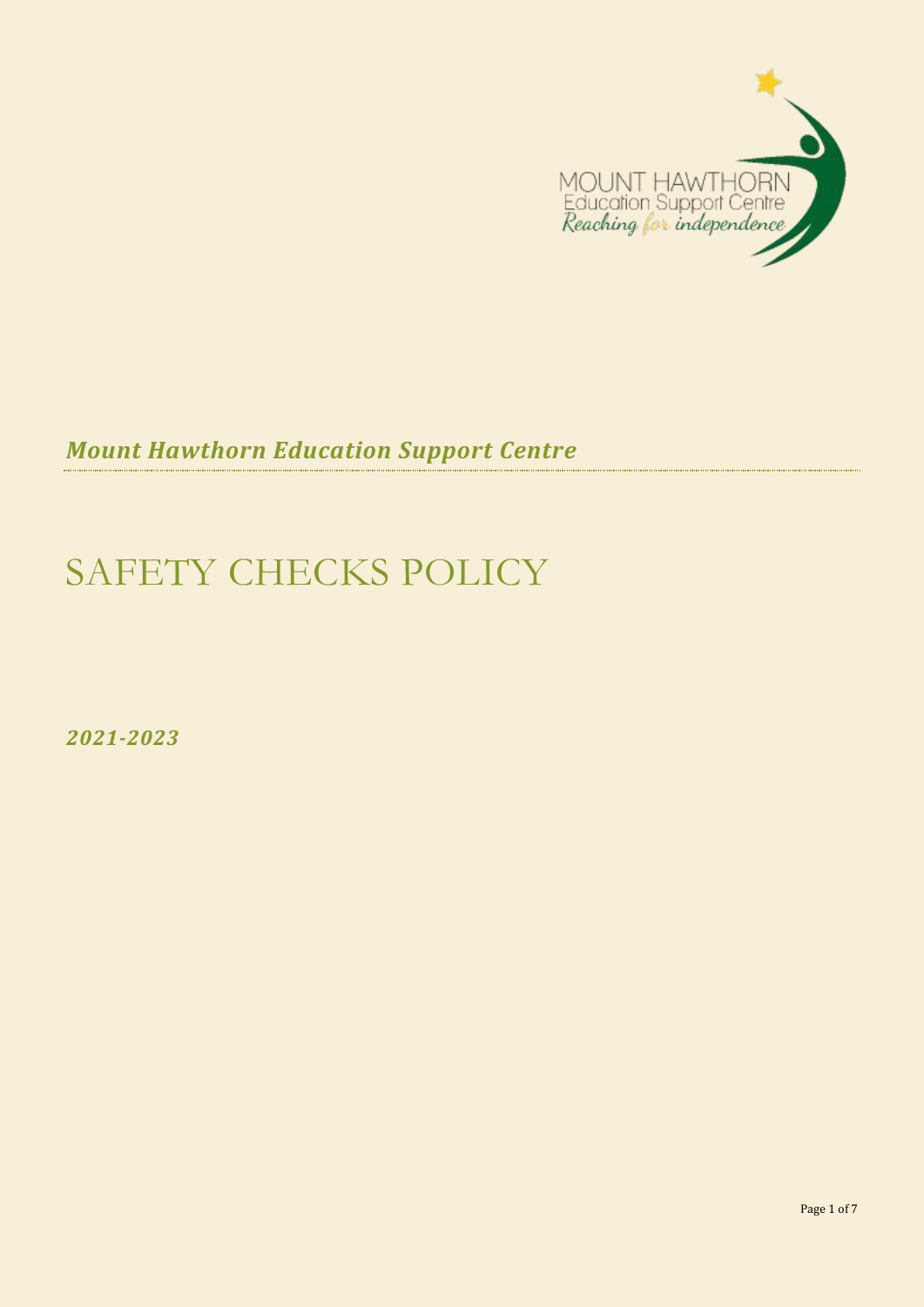*Mount Hawthorn Education Support Centre*

# SAFETY CHECKS POLICY

*2021-2023*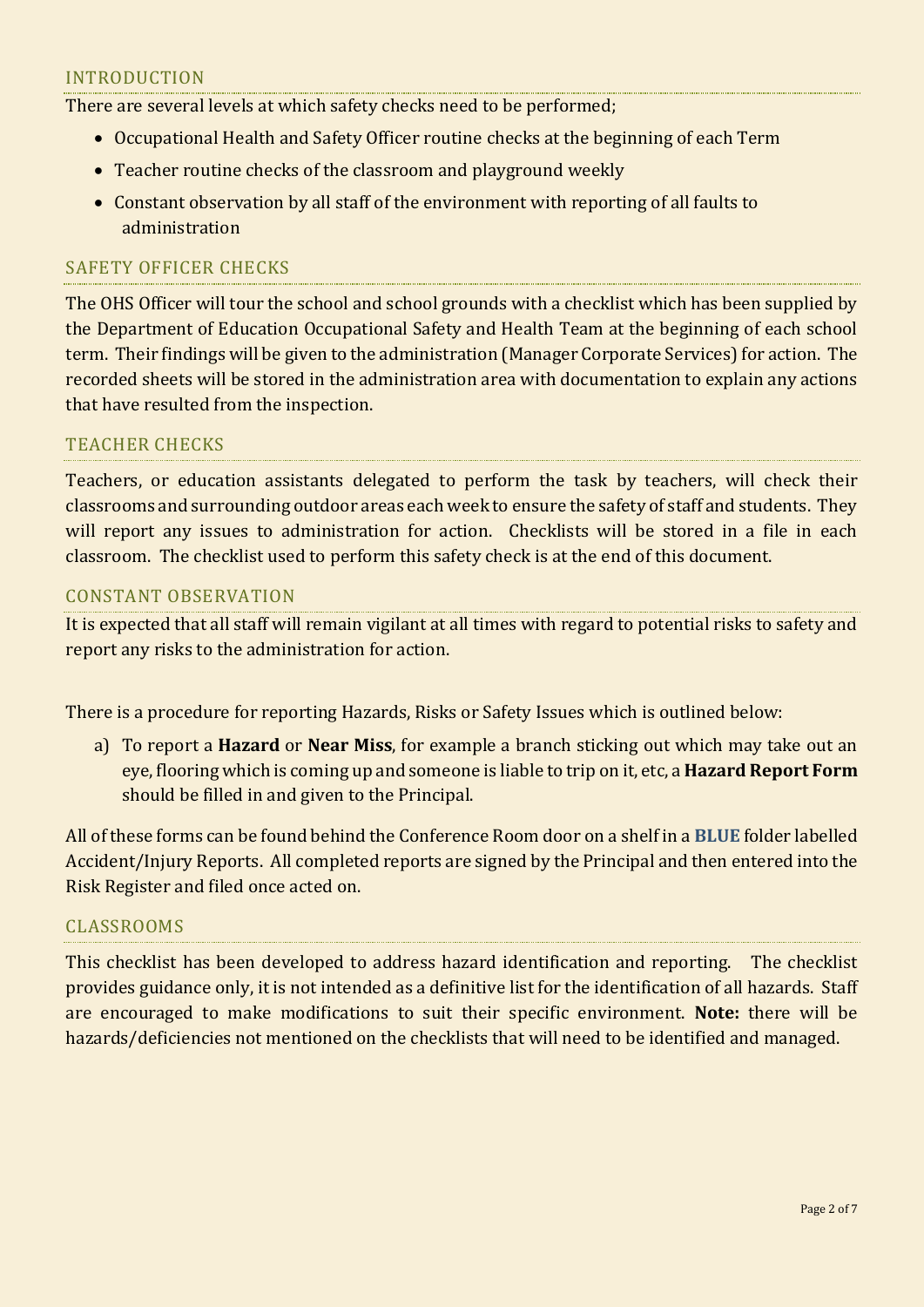## INTRODUCTION

There are several levels at which safety checks need to be performed;

- Occupational Health and Safety Officer routine checks at the beginning of each Term
- Teacher routine checks of the classroom and playground weekly
- Constant observation by all staff of the environment with reporting of all faults to administration

## SAFETY OFFICER CHECKS

The OHS Officer will tour the school and school grounds with a checklist which has been supplied by the Department of Education Occupational Safety and Health Team at the beginning of each school term. Their findings will be given to the administration (Manager Corporate Services) for action. The recorded sheets will be stored in the administration area with documentation to explain any actions that have resulted from the inspection.

## TEACHER CHECKS

Teachers, or education assistants delegated to perform the task by teachers, will check their classrooms and surrounding outdoor areas each week to ensure the safety of staff and students. They will report any issues to administration for action. Checklists will be stored in a file in each classroom. The checklist used to perform this safety check is at the end of this document.

## CONSTANT OBSERVATION

It is expected that all staff will remain vigilant at all times with regard to potential risks to safety and report any risks to the administration for action.

There is a procedure for reporting Hazards, Risks or Safety Issues which is outlined below:

a) To report a **Hazard** or **Near Miss**, for example a branch sticking out which may take out an eye, flooring which is coming up and someone is liable to trip on it, etc, a **Hazard Report Form** should be filled in and given to the Principal.

All of these forms can be found behind the Conference Room door on a shelf in a **BLUE** folder labelled Accident/Injury Reports. All completed reports are signed by the Principal and then entered into the Risk Register and filed once acted on.

## CLASSROOMS

This checklist has been developed to address hazard identification and reporting. The checklist provides guidance only, it is not intended as a definitive list for the identification of all hazards. Staff are encouraged to make modifications to suit their specific environment. **Note:** there will be hazards/deficiencies not mentioned on the checklists that will need to be identified and managed.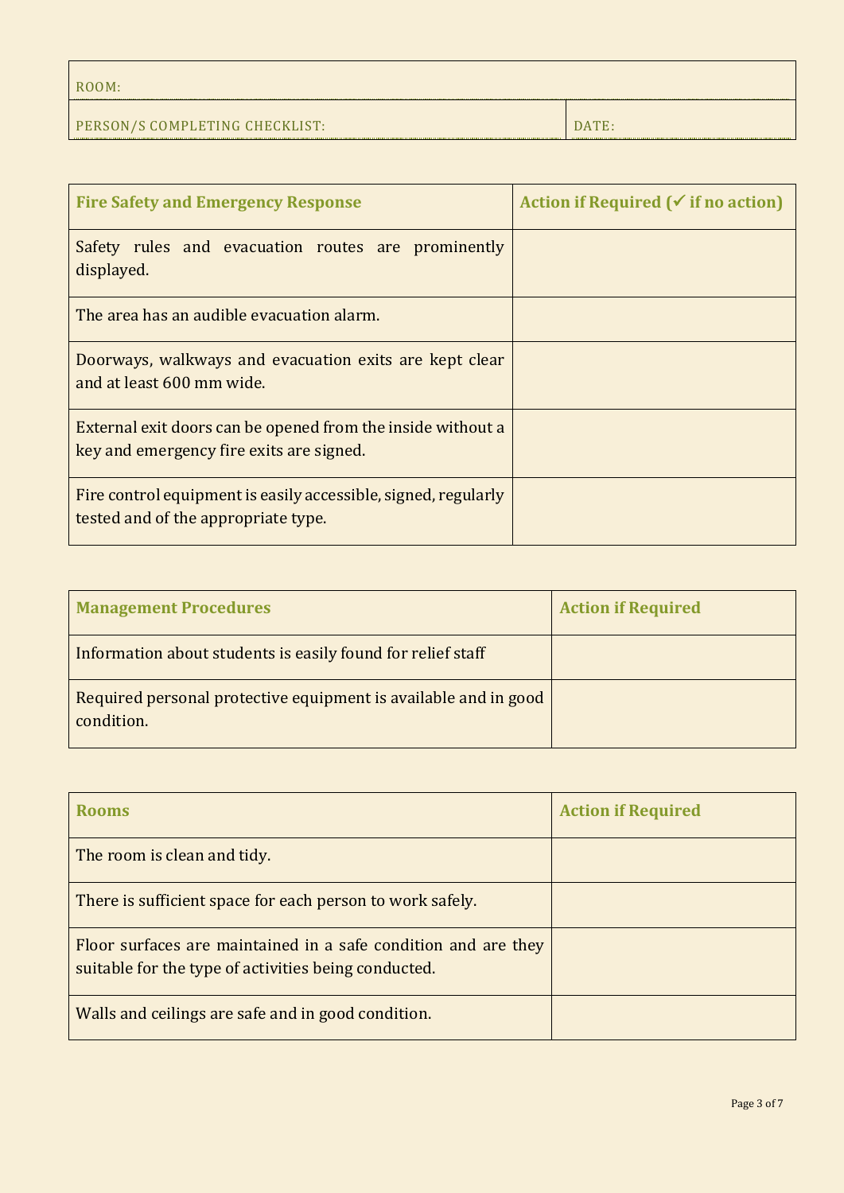| ROOM: | |
|---|---|
| PERSON/S COMPLETING CHECKLIST: | DATE: |

| Fire Safety and Emergency Response | Action if Required (✓ if no action) |
|---|---|
| Safety rules and evacuation routes are prominently displayed. | |
| The area has an audible evacuation alarm. | |
| Doorways, walkways and evacuation exits are kept clear and at least 600 mm wide. | |
| External exit doors can be opened from the inside without a key and emergency fire exits are signed. | |
| Fire control equipment is easily accessible, signed, regularly tested and of the appropriate type. | |

| Management Procedures | Action if Required |
|---|---|
| Information about students is easily found for relief staff | |
| Required personal protective equipment is available and in good condition. | |

| Rooms | Action if Required |
|---|---|
| The room is clean and tidy. | |
| There is sufficient space for each person to work safely. | |
| Floor surfaces are maintained in a safe condition and are they suitable for the type of activities being conducted. | |
| Walls and ceilings are safe and in good condition. | |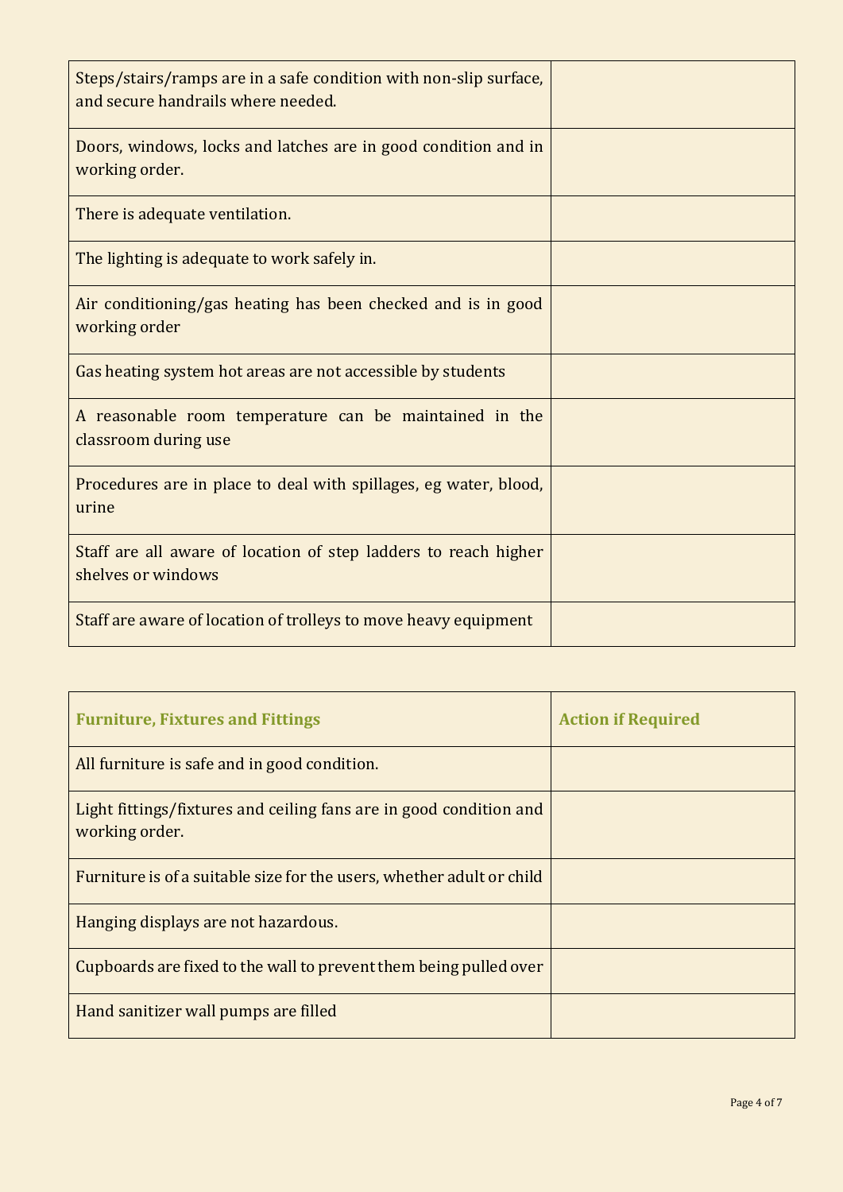| | |
|---|---|
| Steps/stairs/ramps are in a safe condition with non-slip surface, and secure handrails where needed. | |
| Doors, windows, locks and latches are in good condition and in working order. | |
| There is adequate ventilation. | |
| The lighting is adequate to work safely in. | |
| Air conditioning/gas heating has been checked and is in good working order | |
| Gas heating system hot areas are not accessible by students | |
| A reasonable room temperature can be maintained in the classroom during use | |
| Procedures are in place to deal with spillages, eg water, blood, urine | |
| Staff are all aware of location of step ladders to reach higher shelves or windows | |
| Staff are aware of location of trolleys to move heavy equipment | |

| **Furniture, Fixtures and Fittings** | **Action if Required** |
|---|---|
| All furniture is safe and in good condition. | |
| Light fittings/fixtures and ceiling fans are in good condition and working order. | |
| Furniture is of a suitable size for the users, whether adult or child | |
| Hanging displays are not hazardous. | |
| Cupboards are fixed to the wall to prevent them being pulled over | |
| Hand sanitizer wall pumps are filled | |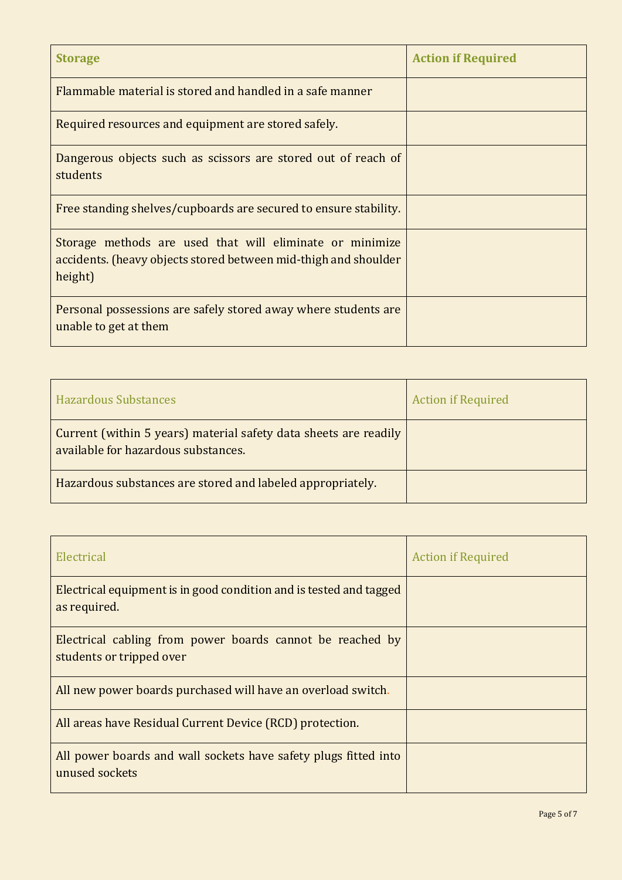| **Storage** | **Action if Required** |
| --- | --- |
| Flammable material is stored and handled in a safe manner | |
| Required resources and equipment are stored safely. | |
| Dangerous objects such as scissors are stored out of reach of students | |
| Free standing shelves/cupboards are secured to ensure stability. | |
| Storage methods are used that will eliminate or minimize accidents. (heavy objects stored between mid-thigh and shoulder height) | |
| Personal possessions are safely stored away where students are unable to get at them | |

| Hazardous Substances | Action if Required |
| --- | --- |
| Current (within 5 years) material safety data sheets are readily available for hazardous substances. | |
| Hazardous substances are stored and labeled appropriately. | |

| Electrical | Action if Required |
| --- | --- |
| Electrical equipment is in good condition and is tested and tagged as required. | |
| Electrical cabling from power boards cannot be reached by students or tripped over | |
| All new power boards purchased will have an overload switch. | |
| All areas have Residual Current Device (RCD) protection. | |
| All power boards and wall sockets have safety plugs fitted into unused sockets | |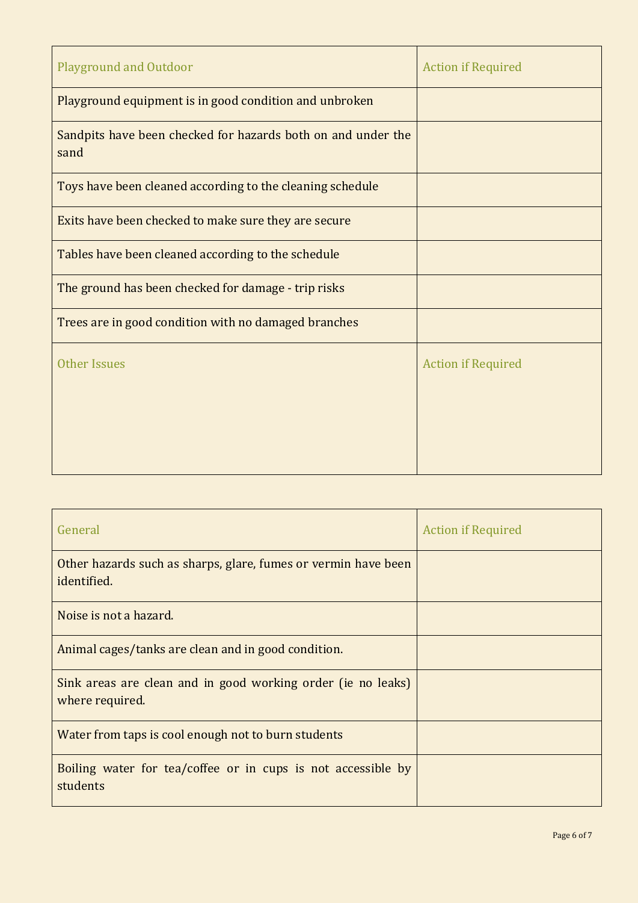| Playground and Outdoor | Action if Required |
| --- | --- |
| Playground equipment is in good condition and unbroken | |
| Sandpits have been checked for hazards both on and under the sand | |
| Toys have been cleaned according to the cleaning schedule | |
| Exits have been checked to make sure they are secure | |
| Tables have been cleaned according to the schedule | |
| The ground has been checked for damage - trip risks | |
| Trees are in good condition with no damaged branches | |
| Other Issues | Action if Required |

| General | Action if Required |
| --- | --- |
| Other hazards such as sharps, glare, fumes or vermin have been identified. | |
| Noise is not a hazard. | |
| Animal cages/tanks are clean and in good condition. | |
| Sink areas are clean and in good working order (ie no leaks) where required. | |
| Water from taps is cool enough not to burn students | |
| Boiling water for tea/coffee or in cups is not accessible by students | |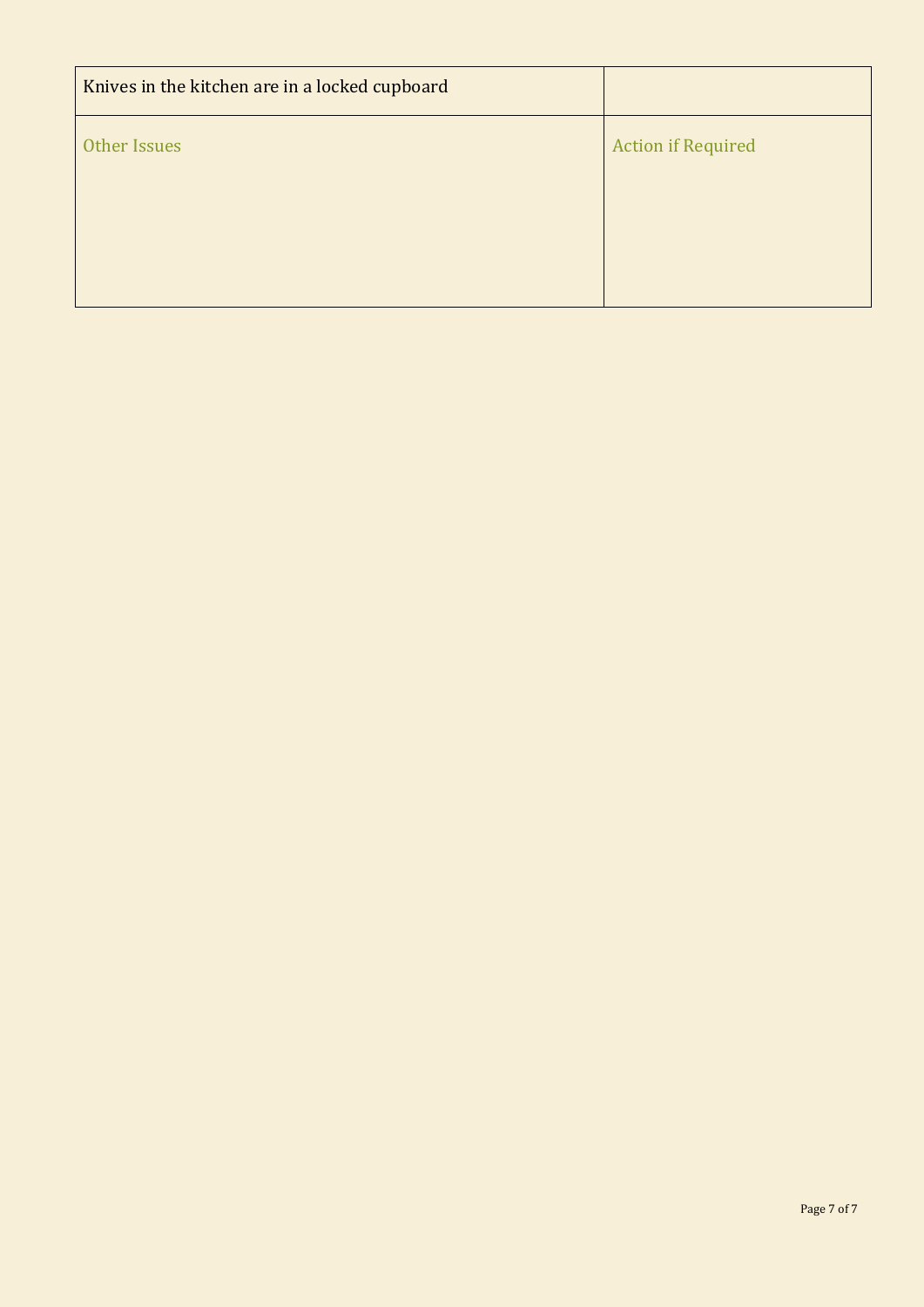| | |
|---|---|
| Knives in the kitchen are in a locked cupboard | |
| Other Issues | Action if Required |